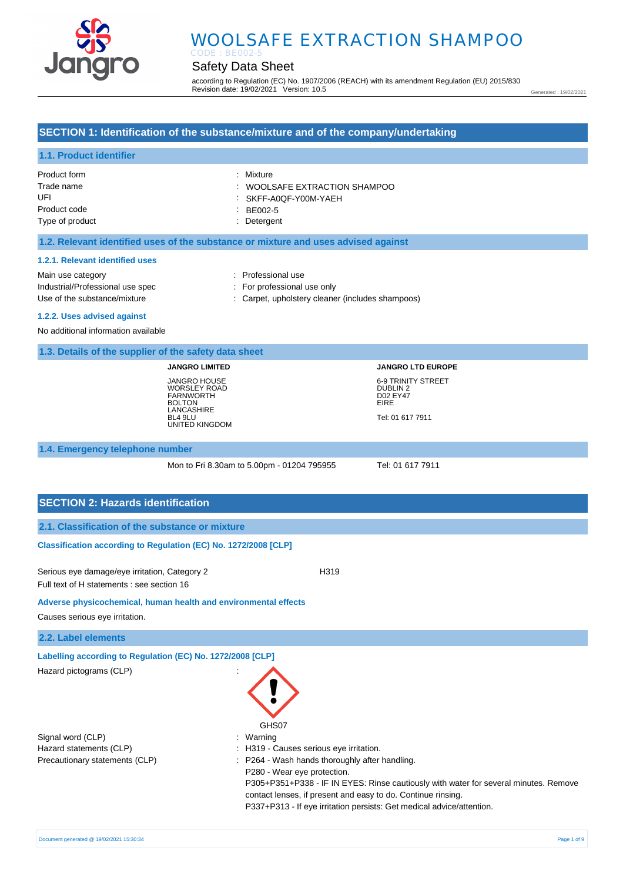# WOOLSAFE EXTRACTION SHAMPOO

CODE : BE002-5

## Safety Data Sheet

according to Regulation (EC) No. 1907/2006 (REACH) with its amendment Regulation (EU) 2015/830
Revision date: 19/02/2021 Version: 10.5

Generated : 19/02/2021

## SECTION 1: Identification of the substance/mixture and of the company/undertaking

### 1.1. Product identifier

| | |
|---|---|
| Product form | : Mixture |
| Trade name | : WOOLSAFE EXTRACTION SHAMPOO |
| UFI | : SKFF-A0QF-Y00M-YAEH |
| Product code | : BE002-5 |
| Type of product | : Detergent |

### 1.2. Relevant identified uses of the substance or mixture and uses advised against

#### 1.2.1. Relevant identified uses

| | |
|---|---|
| Main use category | : Professional use |
| Industrial/Professional use spec | : For professional use only |
| Use of the substance/mixture | : Carpet, upholstery cleaner (includes shampoos) |

#### 1.2.2. Uses advised against

No additional information available

### 1.3. Details of the supplier of the safety data sheet

**JANGRO LIMITED**

JANGRO HOUSE
WORSLEY ROAD
FARNWORTH
BOLTON
LANCASHIRE
BL4 9LU
UNITED KINGDOM

**JANGRO LTD EUROPE**

6-9 TRINITY STREET
DUBLIN 2
D02 EY47
EIRE

Tel: 01 617 7911

### 1.4. Emergency telephone number

Mon to Fri 8.30am to 5.00pm - 01204 795955

Tel: 01 617 7911

## SECTION 2: Hazards identification

### 2.1. Classification of the substance or mixture

**Classification according to Regulation (EC) No. 1272/2008 [CLP]**

Serious eye damage/eye irritation, Category 2 H319

Full text of H statements : see section 16

**Adverse physicochemical, human health and environmental effects**

Causes serious eye irritation.

### 2.2. Label elements

**Labelling according to Regulation (EC) No. 1272/2008 [CLP]**

Hazard pictograms (CLP) :

GHS07

Signal word (CLP) : Warning

Hazard statements (CLP) : H319 - Causes serious eye irritation.

Precautionary statements (CLP) : P264 - Wash hands thoroughly after handling.
P280 - Wear eye protection.
P305+P351+P338 - IF IN EYES: Rinse cautiously with water for several minutes. Remove contact lenses, if present and easy to do. Continue rinsing.
P337+P313 - If eye irritation persists: Get medical advice/attention.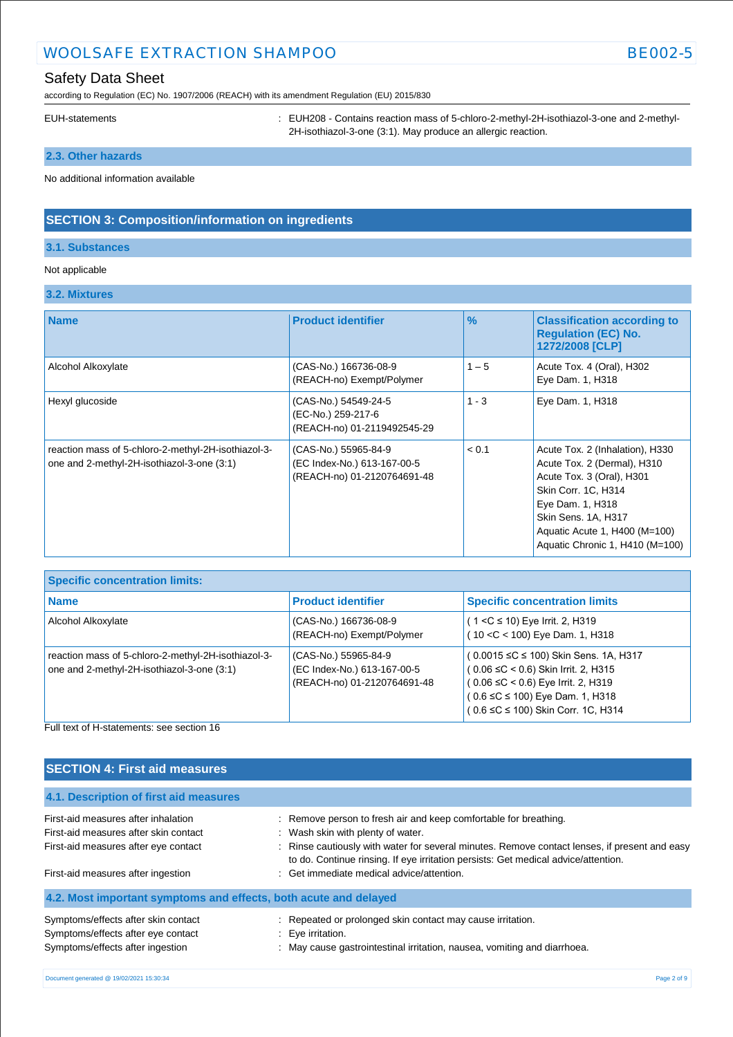EUH-statements : EUH208 - Contains reaction mass of 5-chloro-2-methyl-2H-isothiazol-3-one and 2-methyl-2H-isothiazol-3-one (3:1). May produce an allergic reaction.

### 2.3. Other hazards

No additional information available

## SECTION 3: Composition/information on ingredients

### 3.1. Substances

Not applicable

### 3.2. Mixtures

| Name | Product identifier | % | Classification according to Regulation (EC) No. 1272/2008 [CLP] |
|---|---|---|---|
| Alcohol Alkoxylate | (CAS-No.) 166736-08-9<br>(REACH-no) Exempt/Polymer | 1 – 5 | Acute Tox. 4 (Oral), H302<br>Eye Dam. 1, H318 |
| Hexyl glucoside | (CAS-No.) 54549-24-5<br>(EC-No.) 259-217-6<br>(REACH-no) 01-2119492545-29 | 1 - 3 | Eye Dam. 1, H318 |
| reaction mass of 5-chloro-2-methyl-2H-isothiazol-3-one and 2-methyl-2H-isothiazol-3-one (3:1) | (CAS-No.) 55965-84-9<br>(EC Index-No.) 613-167-00-5<br>(REACH-no) 01-2120764691-48 | < 0.1 | Acute Tox. 2 (Inhalation), H330<br>Acute Tox. 2 (Dermal), H310<br>Acute Tox. 3 (Oral), H301<br>Skin Corr. 1C, H314<br>Eye Dam. 1, H318<br>Skin Sens. 1A, H317<br>Aquatic Acute 1, H400 (M=100)<br>Aquatic Chronic 1, H410 (M=100) |

| Specific concentration limits: | | |
|---|---|---|
| **Name** | **Product identifier** | **Specific concentration limits** |
| Alcohol Alkoxylate | (CAS-No.) 166736-08-9<br>(REACH-no) Exempt/Polymer | ( 1 <C ≤ 10) Eye Irrit. 2, H319<br>( 10 <C < 100) Eye Dam. 1, H318 |
| reaction mass of 5-chloro-2-methyl-2H-isothiazol-3-one and 2-methyl-2H-isothiazol-3-one (3:1) | (CAS-No.) 55965-84-9<br>(EC Index-No.) 613-167-00-5<br>(REACH-no) 01-2120764691-48 | ( 0.0015 ≤C ≤ 100) Skin Sens. 1A, H317<br>( 0.06 ≤C < 0.6) Skin Irrit. 2, H315<br>( 0.06 ≤C < 0.6) Eye Irrit. 2, H319<br>( 0.6 ≤C ≤ 100) Eye Dam. 1, H318<br>( 0.6 ≤C ≤ 100) Skin Corr. 1C, H314 |

Full text of H-statements: see section 16

## SECTION 4: First aid measures

### 4.1. Description of first aid measures

First-aid measures after inhalation : Remove person to fresh air and keep comfortable for breathing.

First-aid measures after skin contact : Wash skin with plenty of water.

First-aid measures after eye contact : Rinse cautiously with water for several minutes. Remove contact lenses, if present and easy to do. Continue rinsing. If eye irritation persists: Get medical advice/attention.

First-aid measures after ingestion : Get immediate medical advice/attention.

### 4.2. Most important symptoms and effects, both acute and delayed

Symptoms/effects after skin contact : Repeated or prolonged skin contact may cause irritation.

Symptoms/effects after eye contact : Eye irritation.

Symptoms/effects after ingestion : May cause gastrointestinal irritation, nausea, vomiting and diarrhoea.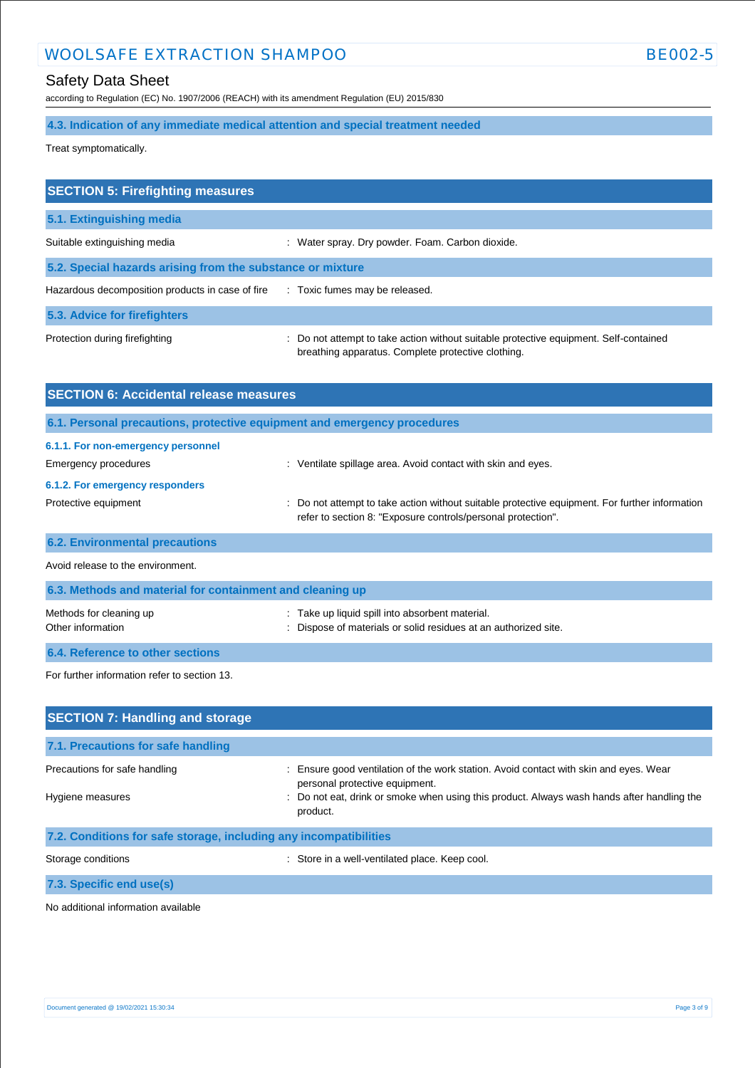### 4.3. Indication of any immediate medical attention and special treatment needed

Treat symptomatically.

## SECTION 5: Firefighting measures

### 5.1. Extinguishing media

Suitable extinguishing media : Water spray. Dry powder. Foam. Carbon dioxide.

### 5.2. Special hazards arising from the substance or mixture

Hazardous decomposition products in case of fire : Toxic fumes may be released.

### 5.3. Advice for firefighters

Protection during firefighting : Do not attempt to take action without suitable protective equipment. Self-contained breathing apparatus. Complete protective clothing.

## SECTION 6: Accidental release measures

### 6.1. Personal precautions, protective equipment and emergency procedures

#### 6.1.1. For non-emergency personnel

Emergency procedures : Ventilate spillage area. Avoid contact with skin and eyes.

#### 6.1.2. For emergency responders

Protective equipment : Do not attempt to take action without suitable protective equipment. For further information refer to section 8: "Exposure controls/personal protection".

### 6.2. Environmental precautions

Avoid release to the environment.

### 6.3. Methods and material for containment and cleaning up

Methods for cleaning up : Take up liquid spill into absorbent material.

Other information : Dispose of materials or solid residues at an authorized site.

### 6.4. Reference to other sections

For further information refer to section 13.

## SECTION 7: Handling and storage

### 7.1. Precautions for safe handling

Precautions for safe handling : Ensure good ventilation of the work station. Avoid contact with skin and eyes. Wear personal protective equipment.

Hygiene measures : Do not eat, drink or smoke when using this product. Always wash hands after handling the product.

### 7.2. Conditions for safe storage, including any incompatibilities

Storage conditions : Store in a well-ventilated place. Keep cool.

### 7.3. Specific end use(s)

No additional information available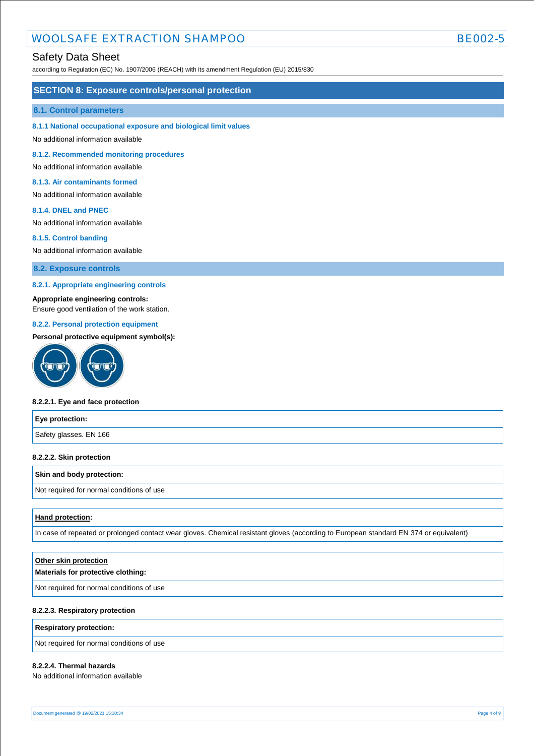## SECTION 8: Exposure controls/personal protection

### 8.1. Control parameters

#### 8.1.1 National occupational exposure and biological limit values

No additional information available

#### 8.1.2. Recommended monitoring procedures

No additional information available

#### 8.1.3. Air contaminants formed

No additional information available

#### 8.1.4. DNEL and PNEC

No additional information available

#### 8.1.5. Control banding

No additional information available

### 8.2. Exposure controls

#### 8.2.1. Appropriate engineering controls

**Appropriate engineering controls:**
Ensure good ventilation of the work station.

#### 8.2.2. Personal protection equipment

**Personal protective equipment symbol(s):**

**8.2.2.1. Eye and face protection**

| Eye protection: |
| --- |
| Safety glasses. EN 166 |

**8.2.2.2. Skin protection**

| Skin and body protection: |
| --- |
| Not required for normal conditions of use |

| Hand protection: |
| --- |
| In case of repeated or prolonged contact wear gloves. Chemical resistant gloves (according to European standard EN 374 or equivalent) |

| Other skin protection<br>Materials for protective clothing: |
| --- |
| Not required for normal conditions of use |

**8.2.2.3. Respiratory protection**

| Respiratory protection: |
| --- |
| Not required for normal conditions of use |

**8.2.2.4. Thermal hazards**

No additional information available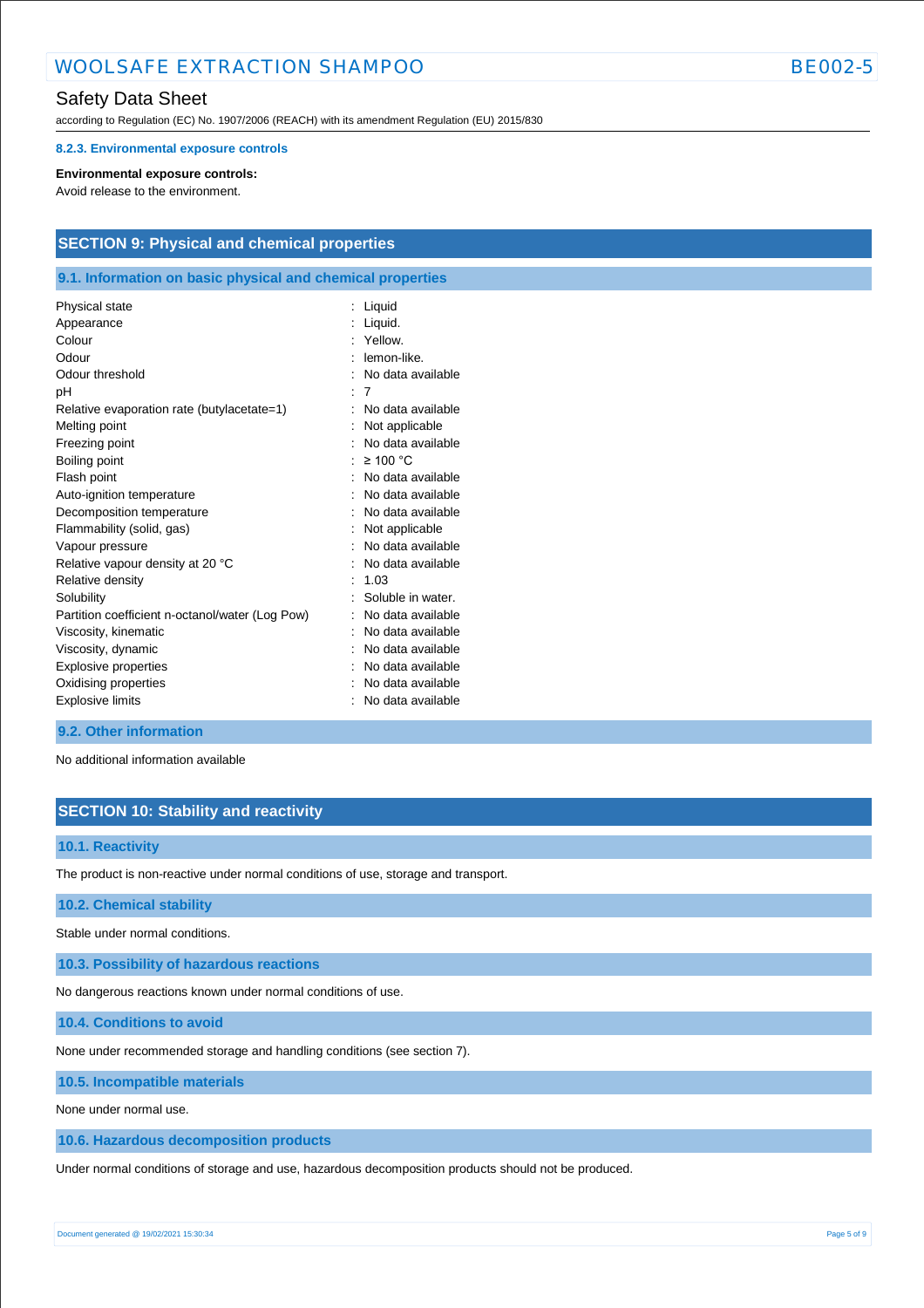#### 8.2.3. Environmental exposure controls

**Environmental exposure controls:**
Avoid release to the environment.

## SECTION 9: Physical and chemical properties

### 9.1. Information on basic physical and chemical properties

| | |
|---|---|
| Physical state | : Liquid |
| Appearance | : Liquid. |
| Colour | : Yellow. |
| Odour | : lemon-like. |
| Odour threshold | : No data available |
| pH | : 7 |
| Relative evaporation rate (butylacetate=1) | : No data available |
| Melting point | : Not applicable |
| Freezing point | : No data available |
| Boiling point | : ≥ 100 °C |
| Flash point | : No data available |
| Auto-ignition temperature | : No data available |
| Decomposition temperature | : No data available |
| Flammability (solid, gas) | : Not applicable |
| Vapour pressure | : No data available |
| Relative vapour density at 20 °C | : No data available |
| Relative density | : 1.03 |
| Solubility | : Soluble in water. |
| Partition coefficient n-octanol/water (Log Pow) | : No data available |
| Viscosity, kinematic | : No data available |
| Viscosity, dynamic | : No data available |
| Explosive properties | : No data available |
| Oxidising properties | : No data available |
| Explosive limits | : No data available |

### 9.2. Other information

No additional information available

## SECTION 10: Stability and reactivity

### 10.1. Reactivity

The product is non-reactive under normal conditions of use, storage and transport.

### 10.2. Chemical stability

Stable under normal conditions.

### 10.3. Possibility of hazardous reactions

No dangerous reactions known under normal conditions of use.

### 10.4. Conditions to avoid

None under recommended storage and handling conditions (see section 7).

### 10.5. Incompatible materials

None under normal use.

### 10.6. Hazardous decomposition products

Under normal conditions of storage and use, hazardous decomposition products should not be produced.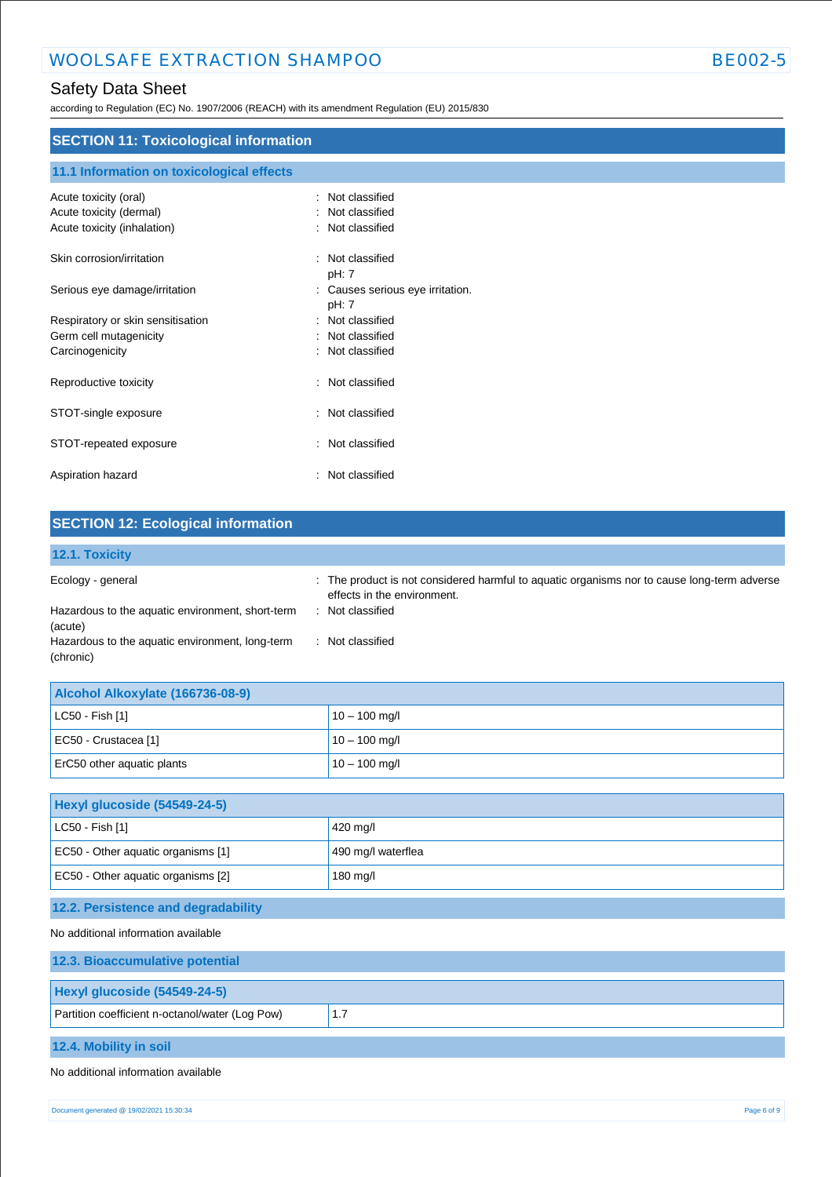## SECTION 11: Toxicological information

### 11.1 Information on toxicological effects

| | |
|---|---|
| Acute toxicity (oral) | : Not classified |
| Acute toxicity (dermal) | : Not classified |
| Acute toxicity (inhalation) | : Not classified |
| Skin corrosion/irritation | : Not classified<br>pH: 7 |
| Serious eye damage/irritation | : Causes serious eye irritation.<br>pH: 7 |
| Respiratory or skin sensitisation | : Not classified |
| Germ cell mutagenicity | : Not classified |
| Carcinogenicity | : Not classified |
| Reproductive toxicity | : Not classified |
| STOT-single exposure | : Not classified |
| STOT-repeated exposure | : Not classified |
| Aspiration hazard | : Not classified |

## SECTION 12: Ecological information

### 12.1. Toxicity

| | |
|---|---|
| Ecology - general | : The product is not considered harmful to aquatic organisms nor to cause long-term adverse effects in the environment. |
| Hazardous to the aquatic environment, short-term (acute) | : Not classified |
| Hazardous to the aquatic environment, long-term (chronic) | : Not classified |

| Alcohol Alkoxylate (166736-08-9) | |
|---|---|
| LC50 - Fish [1] | 10 – 100 mg/l |
| EC50 - Crustacea [1] | 10 – 100 mg/l |
| ErC50 other aquatic plants | 10 – 100 mg/l |

| Hexyl glucoside (54549-24-5) | |
|---|---|
| LC50 - Fish [1] | 420 mg/l |
| EC50 - Other aquatic organisms [1] | 490 mg/l waterflea |
| EC50 - Other aquatic organisms [2] | 180 mg/l |

### 12.2. Persistence and degradability

No additional information available

### 12.3. Bioaccumulative potential

| Hexyl glucoside (54549-24-5) | |
|---|---|
| Partition coefficient n-octanol/water (Log Pow) | 1.7 |

### 12.4. Mobility in soil

No additional information available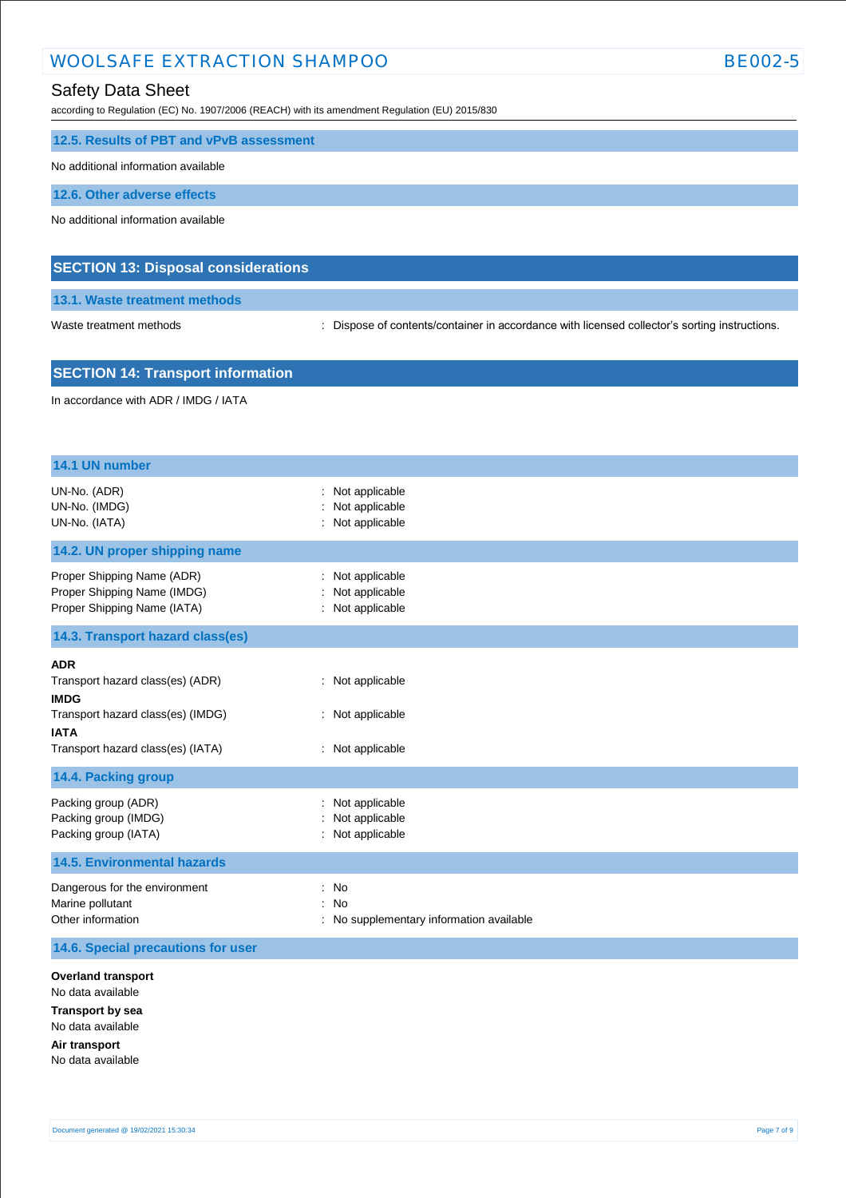### 12.5. Results of PBT and vPvB assessment

No additional information available

### 12.6. Other adverse effects

No additional information available

## SECTION 13: Disposal considerations

### 13.1. Waste treatment methods

Waste treatment methods : Dispose of contents/container in accordance with licensed collector's sorting instructions.

## SECTION 14: Transport information

In accordance with ADR / IMDG / IATA

### 14.1 UN number

UN-No. (ADR) : Not applicable
UN-No. (IMDG) : Not applicable
UN-No. (IATA) : Not applicable

### 14.2. UN proper shipping name

Proper Shipping Name (ADR) : Not applicable
Proper Shipping Name (IMDG) : Not applicable
Proper Shipping Name (IATA) : Not applicable

### 14.3. Transport hazard class(es)

**ADR**
Transport hazard class(es) (ADR) : Not applicable
**IMDG**
Transport hazard class(es) (IMDG) : Not applicable
**IATA**
Transport hazard class(es) (IATA) : Not applicable

### 14.4. Packing group

Packing group (ADR) : Not applicable
Packing group (IMDG) : Not applicable
Packing group (IATA) : Not applicable

### 14.5. Environmental hazards

Dangerous for the environment : No
Marine pollutant : No
Other information : No supplementary information available

### 14.6. Special precautions for user

**Overland transport**
No data available
**Transport by sea**
No data available
**Air transport**
No data available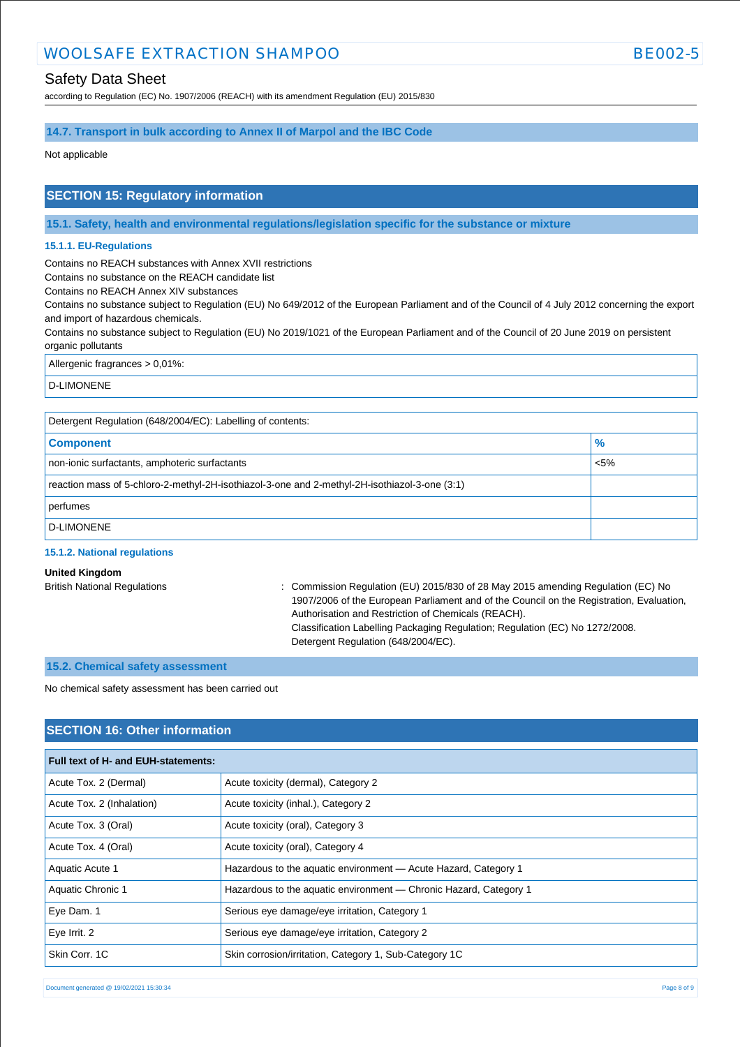### 14.7. Transport in bulk according to Annex II of Marpol and the IBC Code

Not applicable

## SECTION 15: Regulatory information

### 15.1. Safety, health and environmental regulations/legislation specific for the substance or mixture

#### 15.1.1. EU-Regulations

Contains no REACH substances with Annex XVII restrictions
Contains no substance on the REACH candidate list
Contains no REACH Annex XIV substances
Contains no substance subject to Regulation (EU) No 649/2012 of the European Parliament and of the Council of 4 July 2012 concerning the export and import of hazardous chemicals.
Contains no substance subject to Regulation (EU) No 2019/1021 of the European Parliament and of the Council of 20 June 2019 on persistent organic pollutants

| Allergenic fragrances > 0,01%: |
|---|
| D-LIMONENE |

| Detergent Regulation (648/2004/EC): Labelling of contents: | |
|---|---|
| **Component** | **%** |
| non-ionic surfactants, amphoteric surfactants | <5% |
| reaction mass of 5-chloro-2-methyl-2H-isothiazol-3-one and 2-methyl-2H-isothiazol-3-one (3:1) | |
| perfumes | |
| D-LIMONENE | |

#### 15.1.2. National regulations

**United Kingdom**

British National Regulations : Commission Regulation (EU) 2015/830 of 28 May 2015 amending Regulation (EC) No 1907/2006 of the European Parliament and of the Council on the Registration, Evaluation, Authorisation and Restriction of Chemicals (REACH).
Classification Labelling Packaging Regulation; Regulation (EC) No 1272/2008.
Detergent Regulation (648/2004/EC).

### 15.2. Chemical safety assessment

No chemical safety assessment has been carried out

## SECTION 16: Other information

| Full text of H- and EUH-statements: | |
|---|---|
| Acute Tox. 2 (Dermal) | Acute toxicity (dermal), Category 2 |
| Acute Tox. 2 (Inhalation) | Acute toxicity (inhal.), Category 2 |
| Acute Tox. 3 (Oral) | Acute toxicity (oral), Category 3 |
| Acute Tox. 4 (Oral) | Acute toxicity (oral), Category 4 |
| Aquatic Acute 1 | Hazardous to the aquatic environment — Acute Hazard, Category 1 |
| Aquatic Chronic 1 | Hazardous to the aquatic environment — Chronic Hazard, Category 1 |
| Eye Dam. 1 | Serious eye damage/eye irritation, Category 1 |
| Eye Irrit. 2 | Serious eye damage/eye irritation, Category 2 |
| Skin Corr. 1C | Skin corrosion/irritation, Category 1, Sub-Category 1C |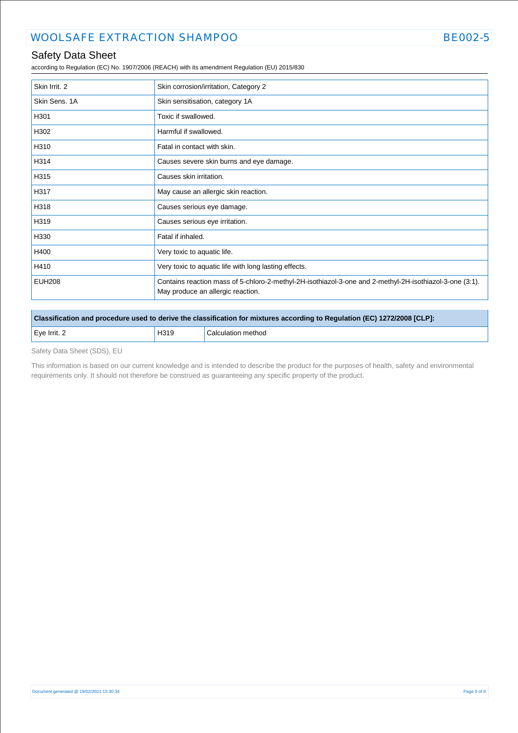| | |
|---|---|
| Skin Irrit. 2 | Skin corrosion/irritation, Category 2 |
| Skin Sens. 1A | Skin sensitisation, category 1A |
| H301 | Toxic if swallowed. |
| H302 | Harmful if swallowed. |
| H310 | Fatal in contact with skin. |
| H314 | Causes severe skin burns and eye damage. |
| H315 | Causes skin irritation. |
| H317 | May cause an allergic skin reaction. |
| H318 | Causes serious eye damage. |
| H319 | Causes serious eye irritation. |
| H330 | Fatal if inhaled. |
| H400 | Very toxic to aquatic life. |
| H410 | Very toxic to aquatic life with long lasting effects. |
| EUH208 | Contains reaction mass of 5-chloro-2-methyl-2H-isothiazol-3-one and 2-methyl-2H-isothiazol-3-one (3:1). May produce an allergic reaction. |

| **Classification and procedure used to derive the classification for mixtures according to Regulation (EC) 1272/2008 [CLP]:** | | |
|---|---|---|
| Eye Irrit. 2 | H319 | Calculation method |

Safety Data Sheet (SDS), EU

This information is based on our current knowledge and is intended to describe the product for the purposes of health, safety and environmental requirements only. It should not therefore be construed as guaranteeing any specific property of the product.

Document generated @ 19/02/2021 15:30:34